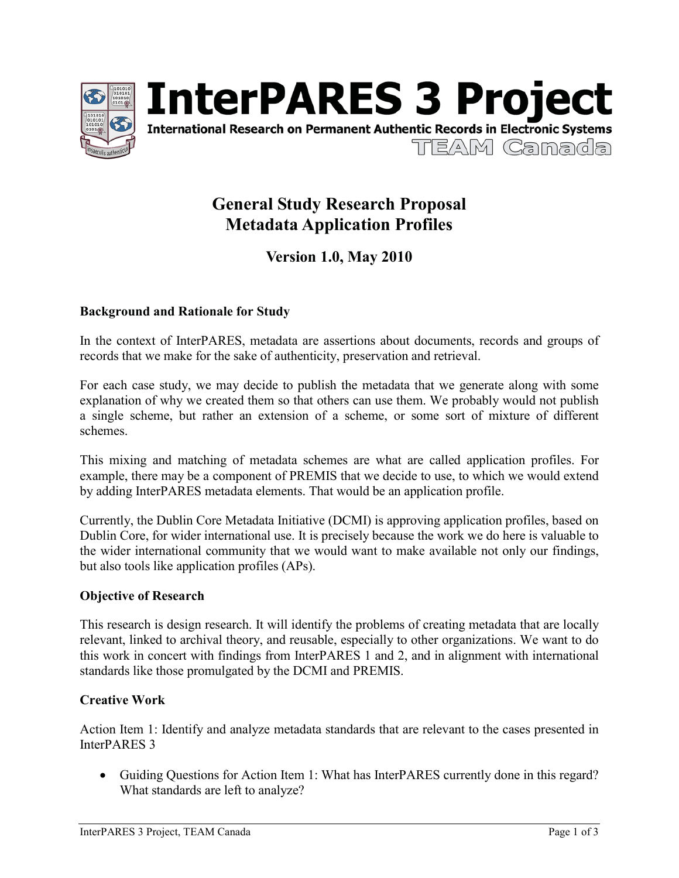# InterPARES 3 Project

International Research on Permanent Authentic Records in Electronic Systems

TEAM Canada

## General Study Research Proposal
## Metadata Application Profiles

### Version 1.0, May 2010

**Background and Rationale for Study**

In the context of InterPARES, metadata are assertions about documents, records and groups of records that we make for the sake of authenticity, preservation and retrieval.

For each case study, we may decide to publish the metadata that we generate along with some explanation of why we created them so that others can use them. We probably would not publish a single scheme, but rather an extension of a scheme, or some sort of mixture of different schemes.

This mixing and matching of metadata schemes are what are called application profiles. For example, there may be a component of PREMIS that we decide to use, to which we would extend by adding InterPARES metadata elements. That would be an application profile.

Currently, the Dublin Core Metadata Initiative (DCMI) is approving application profiles, based on Dublin Core, for wider international use. It is precisely because the work we do here is valuable to the wider international community that we would want to make available not only our findings, but also tools like application profiles (APs).

**Objective of Research**

This research is design research. It will identify the problems of creating metadata that are locally relevant, linked to archival theory, and reusable, especially to other organizations. We want to do this work in concert with findings from InterPARES 1 and 2, and in alignment with international standards like those promulgated by the DCMI and PREMIS.

**Creative Work**

Action Item 1: Identify and analyze metadata standards that are relevant to the cases presented in InterPARES 3

- Guiding Questions for Action Item 1: What has InterPARES currently done in this regard? What standards are left to analyze?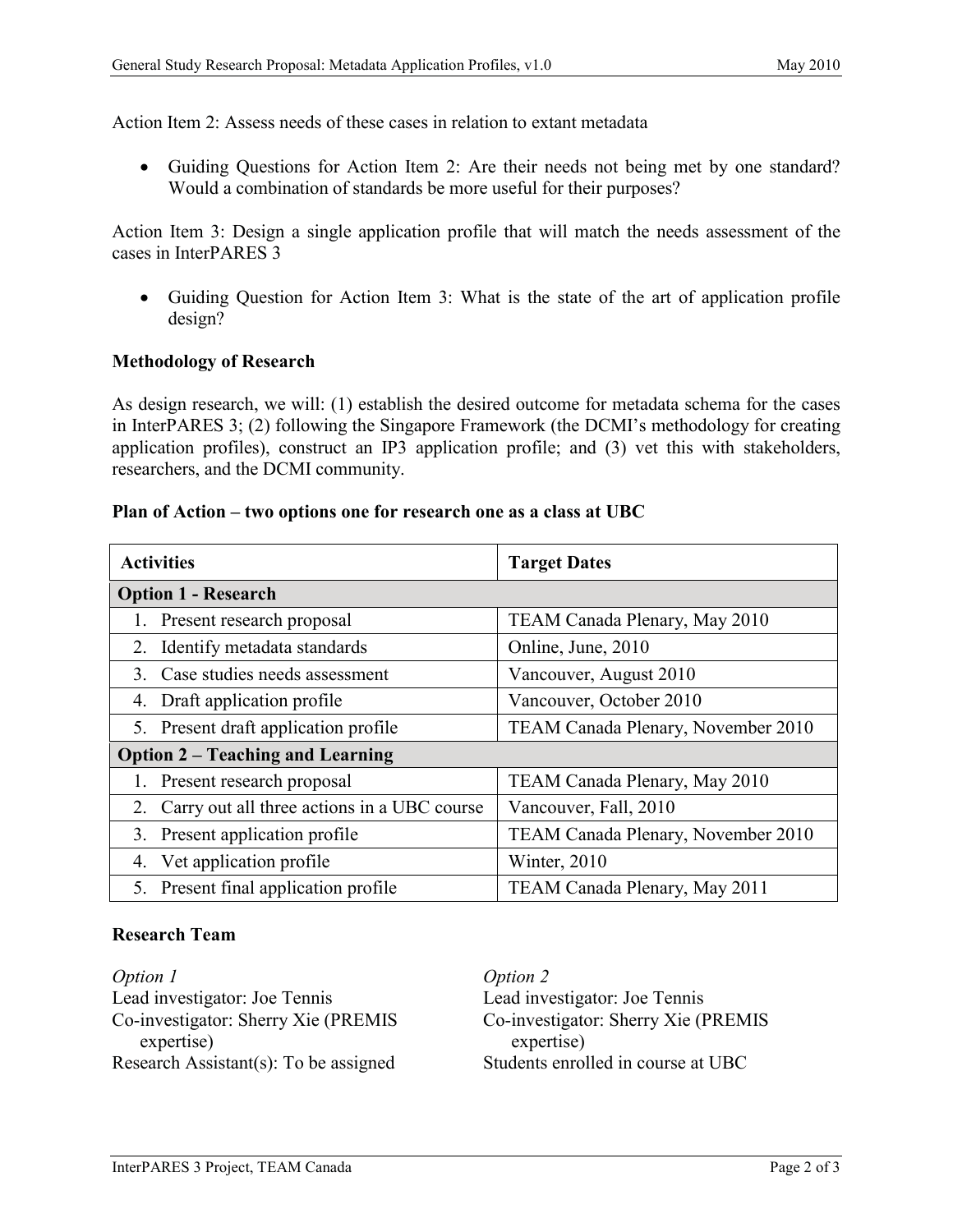Action Item 2: Assess needs of these cases in relation to extant metadata

- Guiding Questions for Action Item 2: Are their needs not being met by one standard? Would a combination of standards be more useful for their purposes?

Action Item 3: Design a single application profile that will match the needs assessment of the cases in InterPARES 3

- Guiding Question for Action Item 3: What is the state of the art of application profile design?

**Methodology of Research**

As design research, we will: (1) establish the desired outcome for metadata schema for the cases in InterPARES 3; (2) following the Singapore Framework (the DCMI's methodology for creating application profiles), construct an IP3 application profile; and (3) vet this with stakeholders, researchers, and the DCMI community.

**Plan of Action – two options one for research one as a class at UBC**

| Activities | Target Dates |
|---|---|
| **Option 1 - Research** | |
| 1. Present research proposal | TEAM Canada Plenary, May 2010 |
| 2. Identify metadata standards | Online, June, 2010 |
| 3. Case studies needs assessment | Vancouver, August 2010 |
| 4. Draft application profile | Vancouver, October 2010 |
| 5. Present draft application profile | TEAM Canada Plenary, November 2010 |
| **Option 2 – Teaching and Learning** | |
| 1. Present research proposal | TEAM Canada Plenary, May 2010 |
| 2. Carry out all three actions in a UBC course | Vancouver, Fall, 2010 |
| 3. Present application profile | TEAM Canada Plenary, November 2010 |
| 4. Vet application profile | Winter, 2010 |
| 5. Present final application profile | TEAM Canada Plenary, May 2011 |

**Research Team**

*Option 1*
Lead investigator: Joe Tennis
Co-investigator: Sherry Xie (PREMIS expertise)
Research Assistant(s): To be assigned

*Option 2*
Lead investigator: Joe Tennis
Co-investigator: Sherry Xie (PREMIS expertise)
Students enrolled in course at UBC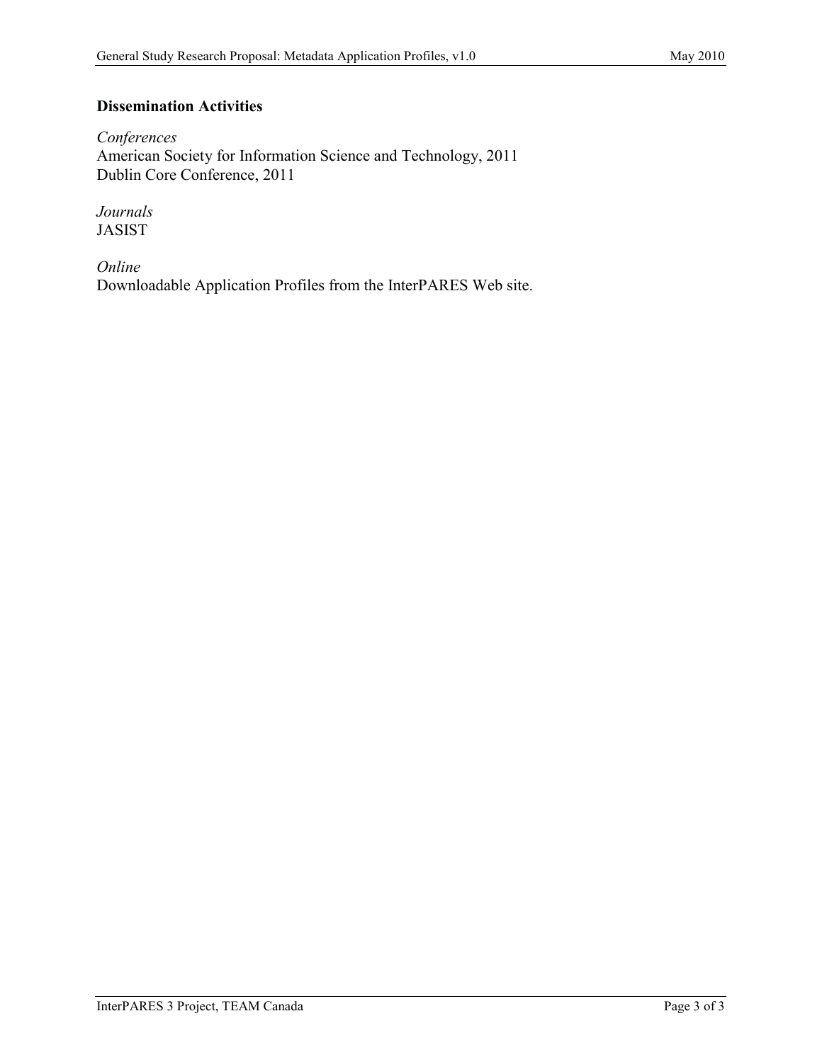## Dissemination Activities

*Conferences*
American Society for Information Science and Technology, 2011
Dublin Core Conference, 2011

*Journals*
JASIST

*Online*
Downloadable Application Profiles from the InterPARES Web site.